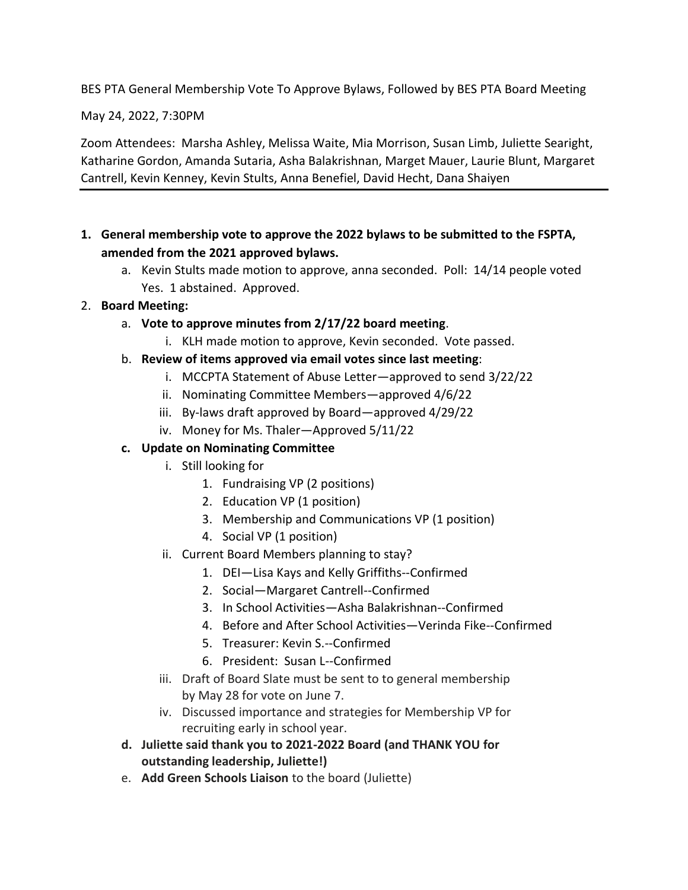BES PTA General Membership Vote To Approve Bylaws, Followed by BES PTA Board Meeting

May 24, 2022, 7:30PM

Zoom Attendees: Marsha Ashley, Melissa Waite, Mia Morrison, Susan Limb, Juliette Searight, Katharine Gordon, Amanda Sutaria, Asha Balakrishnan, Marget Mauer, Laurie Blunt, Margaret Cantrell, Kevin Kenney, Kevin Stults, Anna Benefiel, David Hecht, Dana Shaiyen

---

1. **General membership vote to approve the 2022 bylaws to be submitted to the FSPTA, amended from the 2021 approved bylaws.**
   a. Kevin Stults made motion to approve, anna seconded. Poll: 14/14 people voted Yes. 1 abstained. Approved.
2. **Board Meeting:**
   a. **Vote to approve minutes from 2/17/22 board meeting**.
      i. KLH made motion to approve, Kevin seconded. Vote passed.
   b. **Review of items approved via email votes since last meeting**:
      i. MCCPTA Statement of Abuse Letter—approved to send 3/22/22
      ii. Nominating Committee Members—approved 4/6/22
      iii. By-laws draft approved by Board—approved 4/29/22
      iv. Money for Ms. Thaler—Approved 5/11/22
   c. **Update on Nominating Committee**
      i. Still looking for
         1. Fundraising VP (2 positions)
         2. Education VP (1 position)
         3. Membership and Communications VP (1 position)
         4. Social VP (1 position)
      ii. Current Board Members planning to stay?
         1. DEI—Lisa Kays and Kelly Griffiths--Confirmed
         2. Social—Margaret Cantrell--Confirmed
         3. In School Activities—Asha Balakrishnan--Confirmed
         4. Before and After School Activities—Verinda Fike--Confirmed
         5. Treasurer: Kevin S.--Confirmed
         6. President: Susan L--Confirmed
      iii. Draft of Board Slate must be sent to to general membership by May 28 for vote on June 7.
      iv. Discussed importance and strategies for Membership VP for recruiting early in school year.
   d. **Juliette said thank you to 2021-2022 Board (and THANK YOU for outstanding leadership, Juliette!)**
   e. **Add Green Schools Liaison** to the board (Juliette)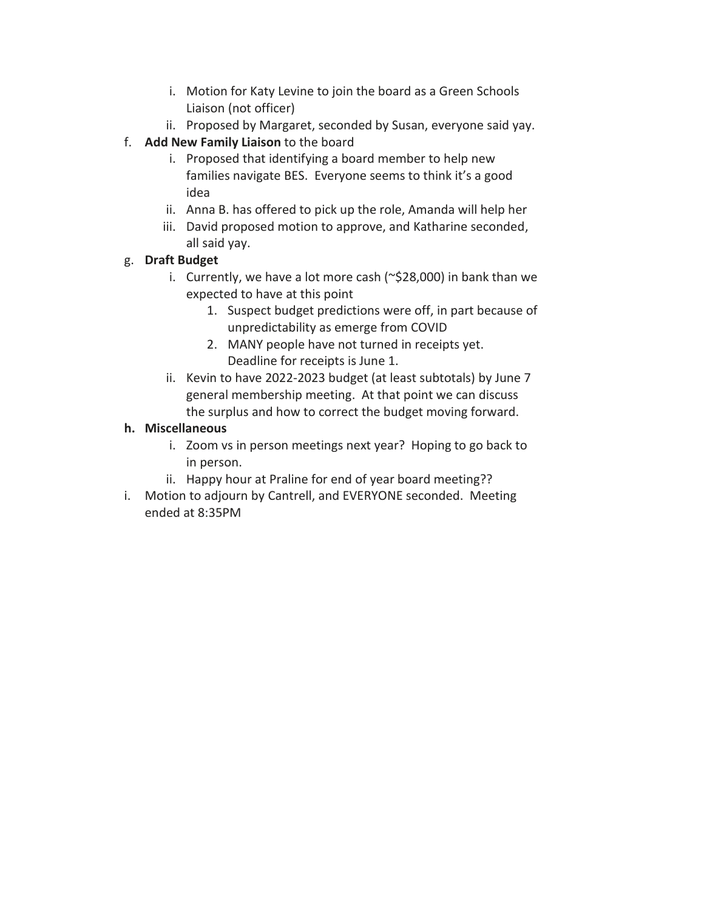i. Motion for Katy Levine to join the board as a Green Schools Liaison (not officer)
   ii. Proposed by Margaret, seconded by Susan, everyone said yay.

f. **Add New Family Liaison** to the board
   i. Proposed that identifying a board member to help new families navigate BES. Everyone seems to think it's a good idea
   ii. Anna B. has offered to pick up the role, Amanda will help her
   iii. David proposed motion to approve, and Katharine seconded, all said yay.

g. **Draft Budget**
   i. Currently, we have a lot more cash (~$28,000) in bank than we expected to have at this point
      1. Suspect budget predictions were off, in part because of unpredictability as emerge from COVID
      2. MANY people have not turned in receipts yet. Deadline for receipts is June 1.
   ii. Kevin to have 2022-2023 budget (at least subtotals) by June 7 general membership meeting. At that point we can discuss the surplus and how to correct the budget moving forward.

**h. Miscellaneous**
   i. Zoom vs in person meetings next year? Hoping to go back to in person.
   ii. Happy hour at Praline for end of year board meeting??

i. Motion to adjourn by Cantrell, and EVERYONE seconded. Meeting ended at 8:35PM